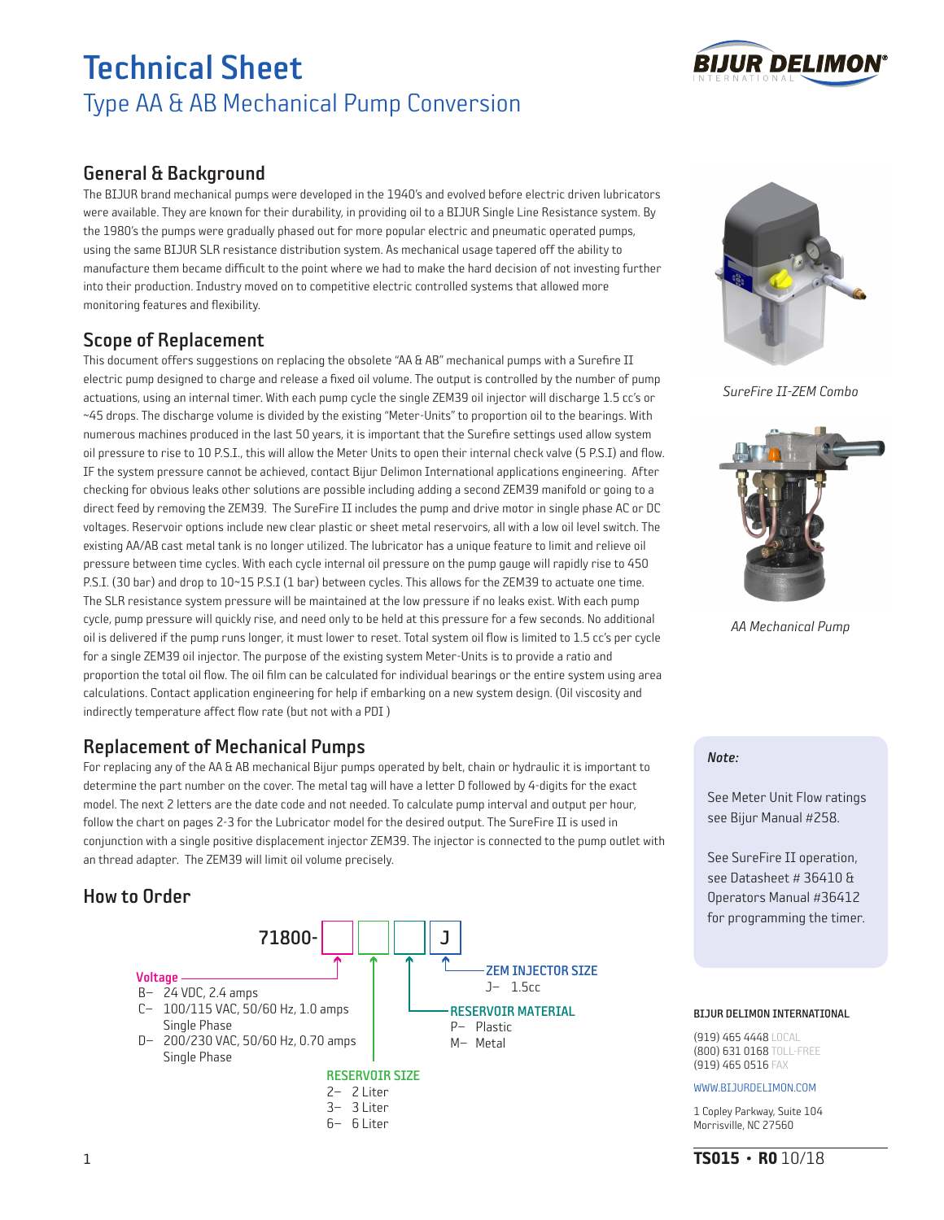# Technical Sheet

## Type AA & AB Mechanical Pump Conversion

## General & Background

The BIJUR brand mechanical pumps were developed in the 1940's and evolved before electric driven lubricators were available. They are known for their durability, in providing oil to a BIJUR Single Line Resistance system. By the 1980's the pumps were gradually phased out for more popular electric and pneumatic operated pumps, using the same BIJUR SLR resistance distribution system. As mechanical usage tapered off the ability to manufacture them became difficult to the point where we had to make the hard decision of not investing further into their production. Industry moved on to competitive electric controlled systems that allowed more monitoring features and flexibility.

## Scope of Replacement

This document offers suggestions on replacing the obsolete "AA & AB" mechanical pumps with a Surefire II electric pump designed to charge and release a fixed oil volume. The output is controlled by the number of pump actuations, using an internal timer. With each pump cycle the single ZEM39 oil injector will discharge 1.5 cc's or ~45 drops. The discharge volume is divided by the existing "Meter-Units" to proportion oil to the bearings. With numerous machines produced in the last 50 years, it is important that the Surefire settings used allow system oil pressure to rise to 10 P.S.I., this will allow the Meter Units to open their internal check valve (5 P.S.I) and flow. IF the system pressure cannot be achieved, contact Bijur Delimon International applications engineering. After checking for obvious leaks other solutions are possible including adding a second ZEM39 manifold or going to a direct feed by removing the ZEM39. The SureFire II includes the pump and drive motor in single phase AC or DC voltages. Reservoir options include new clear plastic or sheet metal reservoirs, all with a low oil level switch. The existing AA/AB cast metal tank is no longer utilized. The lubricator has a unique feature to limit and relieve oil pressure between time cycles. With each cycle internal oil pressure on the pump gauge will rapidly rise to 450 P.S.I. (30 bar) and drop to 10~15 P.S.I (1 bar) between cycles. This allows for the ZEM39 to actuate one time. The SLR resistance system pressure will be maintained at the low pressure if no leaks exist. With each pump cycle, pump pressure will quickly rise, and need only to be held at this pressure for a few seconds. No additional oil is delivered if the pump runs longer, it must lower to reset. Total system oil flow is limited to 1.5 cc's per cycle for a single ZEM39 oil injector. The purpose of the existing system Meter-Units is to provide a ratio and proportion the total oil flow. The oil film can be calculated for individual bearings or the entire system using area calculations. Contact application engineering for help if embarking on a new system design. (Oil viscosity and indirectly temperature affect flow rate (but not with a PDI )

*SureFire II-ZEM Combo*

*AA Mechanical Pump*

## Replacement of Mechanical Pumps

For replacing any of the AA & AB mechanical Bijur pumps operated by belt, chain or hydraulic it is important to determine the part number on the cover. The metal tag will have a letter D followed by 4-digits for the exact model. The next 2 letters are the date code and not needed. To calculate pump interval and output per hour, follow the chart on pages 2-3 for the Lubricator model for the desired output. The SureFire II is used in conjunction with a single positive displacement injector ZEM39. The injector is connected to the pump outlet with an thread adapter. The ZEM39 will limit oil volume precisely.

## How to Order

71800- [ ] [ ] [ ] J

**Voltage**
- B– 24 VDC, 2.4 amps
- C– 100/115 VAC, 50/60 Hz, 1.0 amps Single Phase
- D– 200/230 VAC, 50/60 Hz, 0.70 amps Single Phase

**RESERVOIR SIZE**
- 2– 2 Liter
- 3– 3 Liter
- 6– 6 Liter

**RESERVOIR MATERIAL**
- P– Plastic
- M– Metal

**ZEM INJECTOR SIZE**
- J– 1.5cc

*Note:*

See Meter Unit Flow ratings see Bijur Manual #258.

See SureFire II operation, see Datasheet # 36410 & Operators Manual #36412 for programming the timer.

**BIJUR DELIMON INTERNATIONAL**

(919) 465 4448 LOCAL
(800) 631 0168 TOLL-FREE
(919) 465 0516 FAX

WWW.BIJURDELIMON.COM

1 Copley Parkway, Suite 104
Morrisville, NC 27560

**TS015 • R0** 10/18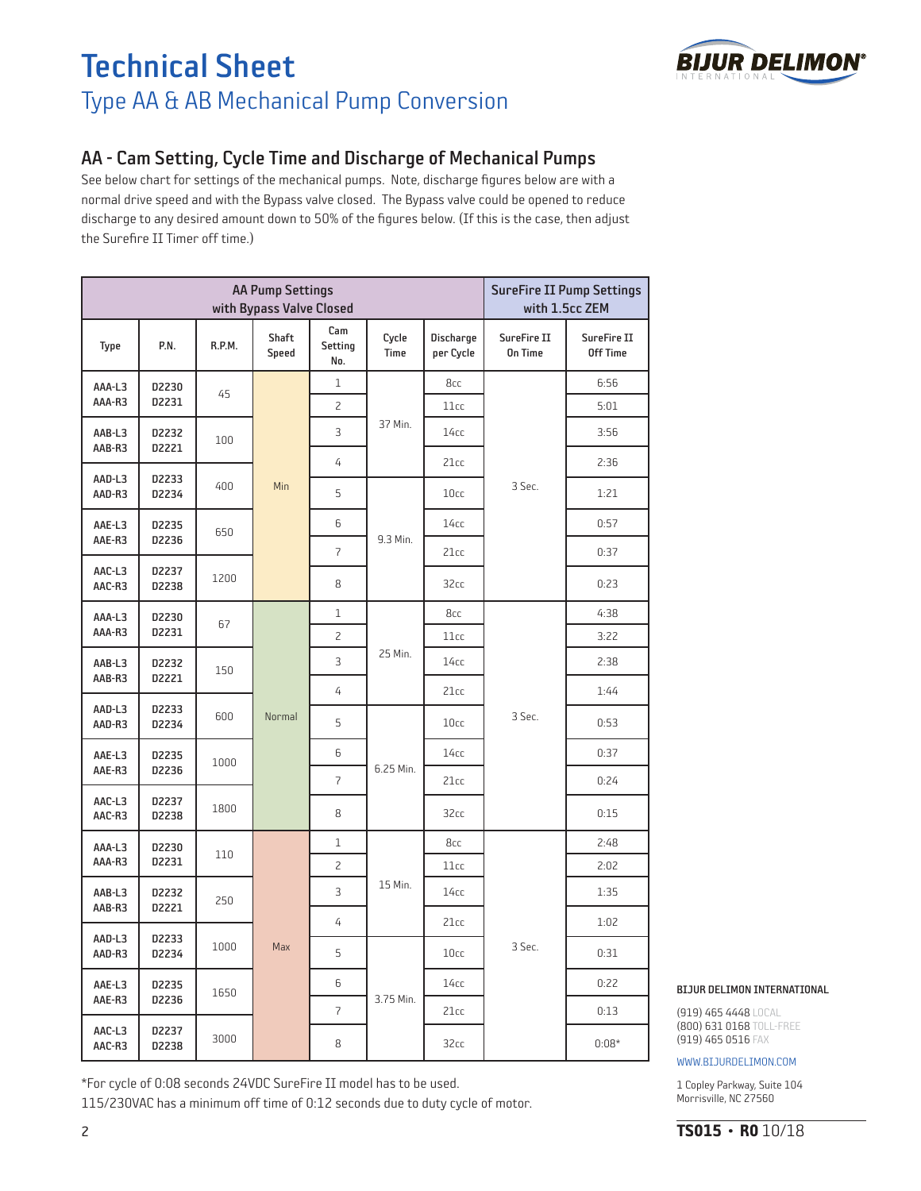# Technical Sheet

## Type AA & AB Mechanical Pump Conversion

### AA - Cam Setting, Cycle Time and Discharge of Mechanical Pumps

See below chart for settings of the mechanical pumps. Note, discharge figures below are with a normal drive speed and with the Bypass valve closed. The Bypass valve could be opened to reduce discharge to any desired amount down to 50% of the figures below. (If this is the case, then adjust the Surefire II Timer off time.)

| AA Pump Settings with Bypass Valve Closed | | | | | | | SureFire II Pump Settings with 1.5cc ZEM | |
|---|---|---|---|---|---|---|---|---|
| Type | P.N. | R.P.M. | Shaft Speed | Cam Setting No. | Cycle Time | Discharge per Cycle | SureFire II On Time | SureFire II Off Time |
| AAA-L3 AAA-R3 | D2230 D2231 | 45 | Min | 1 | 37 Min. | 8cc | 3 Sec. | 6:56 |
| | | | | 2 | | 11cc | | 5:01 |
| AAB-L3 AAB-R3 | D2232 D2221 | 100 | | 3 | | 14cc | | 3:56 |
| | | | | 4 | | 21cc | | 2:36 |
| AAD-L3 AAD-R3 | D2233 D2234 | 400 | | 5 | 9.3 Min. | 10cc | | 1:21 |
| AAE-L3 AAE-R3 | D2235 D2236 | 650 | | 6 | | 14cc | | 0:57 |
| | | | | 7 | | 21cc | | 0:37 |
| AAC-L3 AAC-R3 | D2237 D2238 | 1200 | | 8 | | 32cc | | 0:23 |
| AAA-L3 AAA-R3 | D2230 D2231 | 67 | Normal | 1 | 25 Min. | 8cc | 3 Sec. | 4:38 |
| | | | | 2 | | 11cc | | 3:22 |
| AAB-L3 AAB-R3 | D2232 D2221 | 150 | | 3 | | 14cc | | 2:38 |
| | | | | 4 | | 21cc | | 1:44 |
| AAD-L3 AAD-R3 | D2233 D2234 | 600 | | 5 | 6.25 Min. | 10cc | | 0:53 |
| AAE-L3 AAE-R3 | D2235 D2236 | 1000 | | 6 | | 14cc | | 0:37 |
| | | | | 7 | | 21cc | | 0:24 |
| AAC-L3 AAC-R3 | D2237 D2238 | 1800 | | 8 | | 32cc | | 0:15 |
| AAA-L3 AAA-R3 | D2230 D2231 | 110 | Max | 1 | 15 Min. | 8cc | 3 Sec. | 2:48 |
| | | | | 2 | | 11cc | | 2:02 |
| AAB-L3 AAB-R3 | D2232 D2221 | 250 | | 3 | | 14cc | | 1:35 |
| | | | | 4 | | 21cc | | 1:02 |
| AAD-L3 AAD-R3 | D2233 D2234 | 1000 | | 5 | 3.75 Min. | 10cc | | 0:31 |
| AAE-L3 AAE-R3 | D2235 D2236 | 1650 | | 6 | | 14cc | | 0:22 |
| | | | | 7 | | 21cc | | 0:13 |
| AAC-L3 AAC-R3 | D2237 D2238 | 3000 | | 8 | | 32cc | | 0:08* |

*For cycle of 0:08 seconds 24VDC SureFire II model has to be used.
115/230VAC has a minimum off time of 0:12 seconds due to duty cycle of motor.

**BIJUR DELIMON INTERNATIONAL**

(919) 465 4448 LOCAL
(800) 631 0168 TOLL-FREE
(919) 465 0516 FAX

WWW.BIJURDELIMON.COM

1 Copley Parkway, Suite 104
Morrisville, NC 27560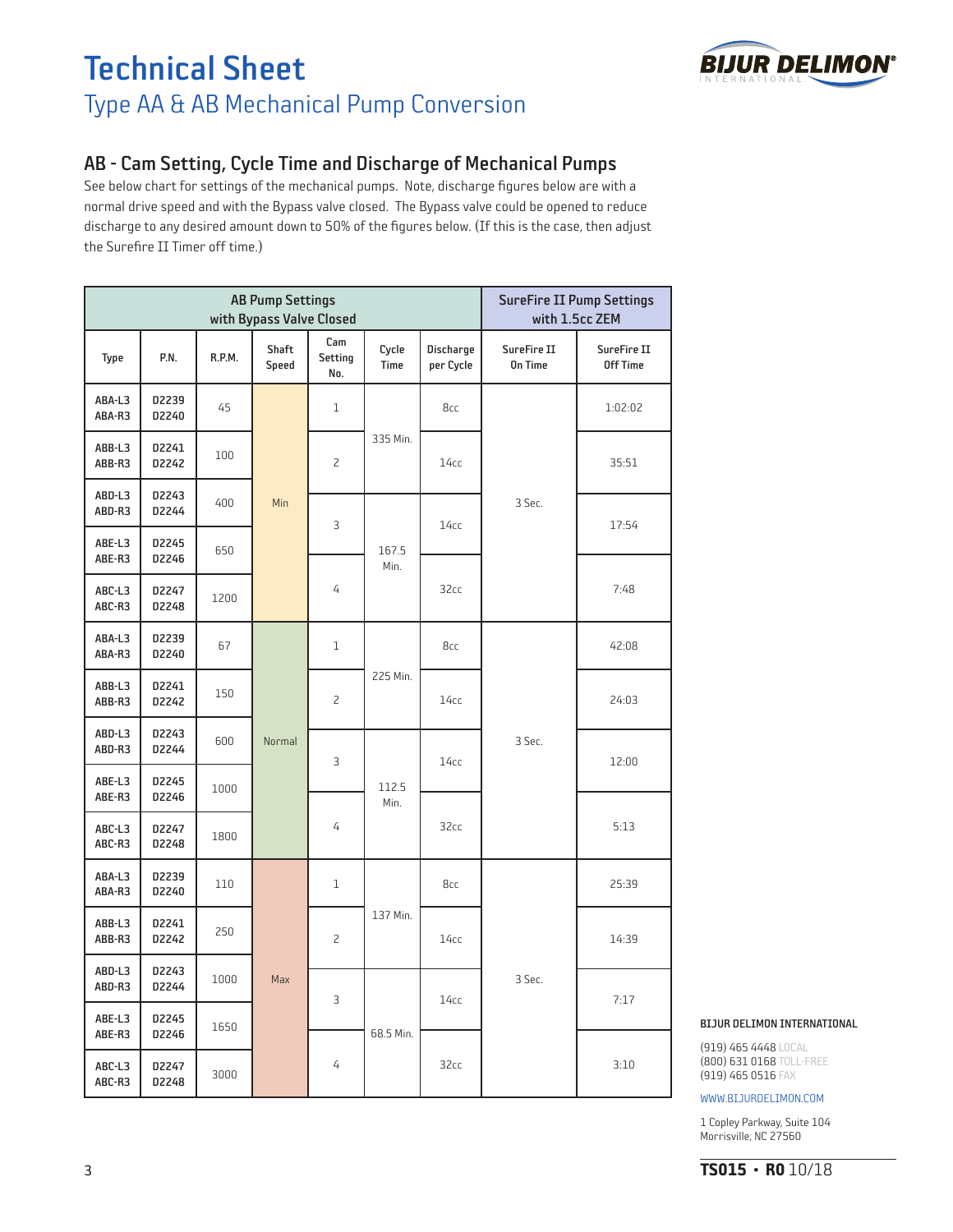# Technical Sheet

Type AA & AB Mechanical Pump Conversion

## AB - Cam Setting, Cycle Time and Discharge of Mechanical Pumps

See below chart for settings of the mechanical pumps. Note, discharge figures below are with a normal drive speed and with the Bypass valve closed. The Bypass valve could be opened to reduce discharge to any desired amount down to 50% of the figures below. (If this is the case, then adjust the Surefire II Timer off time.)

| AB Pump Settings with Bypass Valve Closed | | | | | | | SureFire II Pump Settings with 1.5cc ZEM | |
|---|---|---|---|---|---|---|---|---|
| Type | P.N. | R.P.M. | Shaft Speed | Cam Setting No. | Cycle Time | Discharge per Cycle | SureFire II On Time | SureFire II Off Time |
| ABA-L3 ABA-R3 | D2239 D2240 | 45 | Min | 1 | 335 Min. | 8cc | 3 Sec. | 1:02:02 |
| ABB-L3 ABB-R3 | D2241 D2242 | 100 | Min | 2 | 335 Min. | 14cc | 3 Sec. | 35:51 |
| ABD-L3 ABD-R3 | D2243 D2244 | 400 | Min | 3 | 167.5 Min. | 14cc | 3 Sec. | 17:54 |
| ABE-L3 ABE-R3 | D2245 D2246 | 650 | Min | 4 | 167.5 Min. | 32cc | 3 Sec. | 7:48 |
| ABC-L3 ABC-R3 | D2247 D2248 | 1200 | Min | 4 | 167.5 Min. | 32cc | 3 Sec. | 7:48 |
| ABA-L3 ABA-R3 | D2239 D2240 | 67 | Normal | 1 | 225 Min. | 8cc | 3 Sec. | 42:08 |
| ABB-L3 ABB-R3 | D2241 D2242 | 150 | Normal | 2 | 225 Min. | 14cc | 3 Sec. | 24:03 |
| ABD-L3 ABD-R3 | D2243 D2244 | 600 | Normal | 3 | 112.5 Min. | 14cc | 3 Sec. | 12:00 |
| ABE-L3 ABE-R3 | D2245 D2246 | 1000 | Normal | 4 | 112.5 Min. | 32cc | 3 Sec. | 5:13 |
| ABC-L3 ABC-R3 | D2247 D2248 | 1800 | Normal | 4 | 112.5 Min. | 32cc | 3 Sec. | 5:13 |
| ABA-L3 ABA-R3 | D2239 D2240 | 110 | Max | 1 | 137 Min. | 8cc | 3 Sec. | 25:39 |
| ABB-L3 ABB-R3 | D2241 D2242 | 250 | Max | 2 | 137 Min. | 14cc | 3 Sec. | 14:39 |
| ABD-L3 ABD-R3 | D2243 D2244 | 1000 | Max | 3 | 68.5 Min. | 14cc | 3 Sec. | 7:17 |
| ABE-L3 ABE-R3 | D2245 D2246 | 1650 | Max | 4 | 68.5 Min. | 32cc | 3 Sec. | 3:10 |
| ABC-L3 ABC-R3 | D2247 D2248 | 3000 | Max | 4 | 68.5 Min. | 32cc | 3 Sec. | 3:10 |

**BIJUR DELIMON INTERNATIONAL**

(919) 465 4448 LOCAL
(800) 631 0168 TOLL-FREE
(919) 465 0516 FAX

WWW.BIJURDELIMON.COM

1 Copley Parkway, Suite 104
Morrisville, NC 27560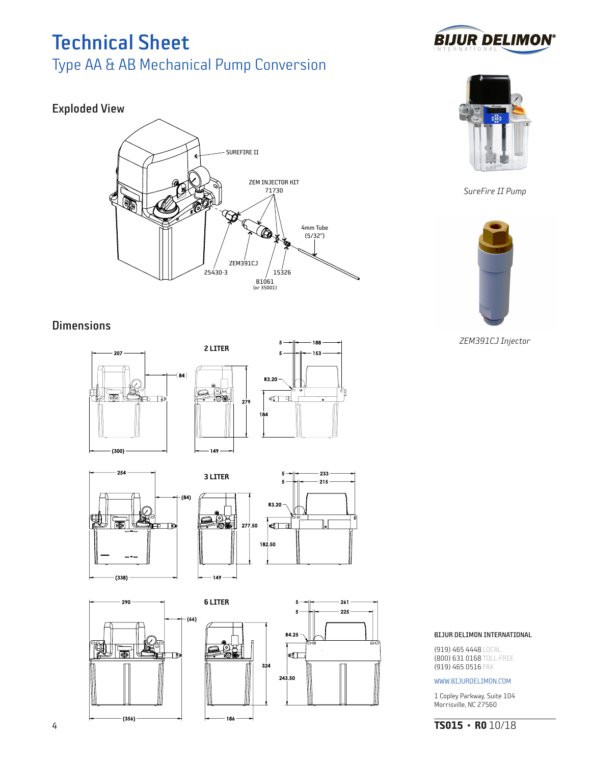# Technical Sheet

## Type AA & AB Mechanical Pump Conversion

### Exploded View

SUREFIRE II

ZEM INJECTOR KIT
71730

4mm Tube
(5/32")

ZEM391CJ

25430-3

15326

B1061
(or 35001)

*SureFire II Pump*

*ZEM391CJ Injector*

### Dimensions

**2 LITER**

207
(84)
(300)
149
279
184
5
5
188
153
R3.20

**3 LITER**

254
(84)
(338)
149
277.50
182.50
5
5
233
215
R3.20

**6 LITER**

290
(66)
(356)
186
324
243.50
5
5
261
225
R4.25

BIJUR DELIMON INTERNATIONAL

(919) 465 4448 LOCAL
(800) 631 0168 TOLL-FREE
(919) 465 0516 FAX

WWW.BIJURDELIMON.COM

1 Copley Parkway, Suite 104
Morrisville, NC 27560

**TS015 • R0** 10/18